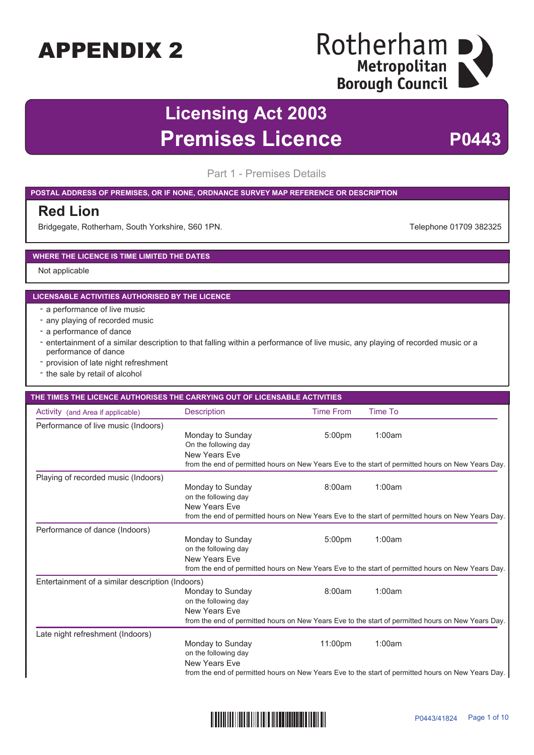# APPENDIX 2

Rotherham Metropolitan Borough Council

# Licensing Act 2003
# Premises Licence

**P0443**

## Part 1 - Premises Details

**POSTAL ADDRESS OF PREMISES, OR IF NONE, ORDNANCE SURVEY MAP REFERENCE OR DESCRIPTION**

### Red Lion

Bridgegate, Rotherham, South Yorkshire, S60 1PN.

Telephone 01709 382325

**WHERE THE LICENCE IS TIME LIMITED THE DATES**

Not applicable

**LICENSABLE ACTIVITIES AUTHORISED BY THE LICENCE**

- a performance of live music
- any playing of recorded music
- a performance of dance
- entertainment of a similar description to that falling within a performance of live music, any playing of recorded music or a performance of dance
- provision of late night refreshment
- the sale by retail of alcohol

**THE TIMES THE LICENCE AUTHORISES THE CARRYING OUT OF LICENSABLE ACTIVITIES**

| Activity (and Area if applicable) | Description | Time From | Time To |
|---|---|---|---|
| Performance of live music (Indoors) | Monday to Sunday<br>On the following day | 5:00pm | 1:00am |
| | New Years Eve<br>from the end of permitted hours on New Years Eve to the start of permitted hours on New Years Day. | | |
| Playing of recorded music (Indoors) | Monday to Sunday<br>on the following day | 8:00am | 1:00am |
| | New Years Eve<br>from the end of permitted hours on New Years Eve to the start of permitted hours on New Years Day. | | |
| Performance of dance (Indoors) | Monday to Sunday<br>on the following day | 5:00pm | 1:00am |
| | New Years Eve<br>from the end of permitted hours on New Years Eve to the start of permitted hours on New Years Day. | | |
| Entertainment of a similar description (Indoors) | Monday to Sunday<br>on the following day | 8:00am | 1:00am |
| | New Years Eve<br>from the end of permitted hours on New Years Eve to the start of permitted hours on New Years Day. | | |
| Late night refreshment (Indoors) | Monday to Sunday<br>on the following day | 11:00pm | 1:00am |
| | New Years Eve<br>from the end of permitted hours on New Years Eve to the start of permitted hours on New Years Day. | | |

P0443/41824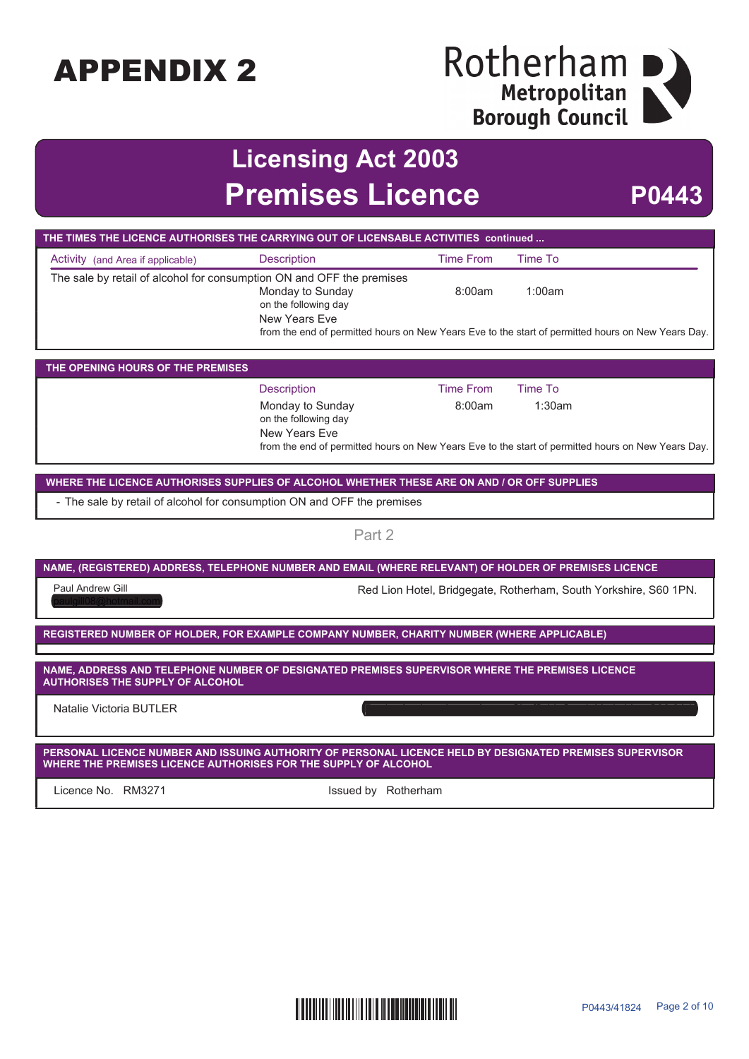# APPENDIX 2

Rotherham Metropolitan Borough Council

## Licensing Act 2003
## Premises Licence

**P0443**

### THE TIMES THE LICENCE AUTHORISES THE CARRYING OUT OF LICENSABLE ACTIVITIES continued ...

| Activity (and Area if applicable) | Description | Time From | Time To |
|---|---|---|---|
| The sale by retail of alcohol for consumption ON and OFF the premises | | | |
| | Monday to Sunday on the following day | 8:00am | 1:00am |
| | New Years Eve from the end of permitted hours on New Years Eve to the start of permitted hours on New Years Day. | | |

### THE OPENING HOURS OF THE PREMISES

| Description | Time From | Time To |
|---|---|---|
| Monday to Sunday on the following day | 8:00am | 1:30am |
| New Years Eve from the end of permitted hours on New Years Eve to the start of permitted hours on New Years Day. | | |

### WHERE THE LICENCE AUTHORISES SUPPLIES OF ALCOHOL WHETHER THESE ARE ON AND / OR OFF SUPPLIES

- The sale by retail of alcohol for consumption ON and OFF the premises

## Part 2

### NAME, (REGISTERED) ADDRESS, TELEPHONE NUMBER AND EMAIL (WHERE RELEVANT) OF HOLDER OF PREMISES LICENCE

Paul Andrew Gill
paulgill08@hotmail.com

Red Lion Hotel, Bridgegate, Rotherham, South Yorkshire, S60 1PN.

### REGISTERED NUMBER OF HOLDER, FOR EXAMPLE COMPANY NUMBER, CHARITY NUMBER (WHERE APPLICABLE)

### NAME, ADDRESS AND TELEPHONE NUMBER OF DESIGNATED PREMISES SUPERVISOR WHERE THE PREMISES LICENCE AUTHORISES THE SUPPLY OF ALCOHOL

Natalie Victoria BUTLER

### PERSONAL LICENCE NUMBER AND ISSUING AUTHORITY OF PERSONAL LICENCE HELD BY DESIGNATED PREMISES SUPERVISOR WHERE THE PREMISES LICENCE AUTHORISES FOR THE SUPPLY OF ALCOHOL

Licence No. RM3271 Issued by Rotherham

P0443/41824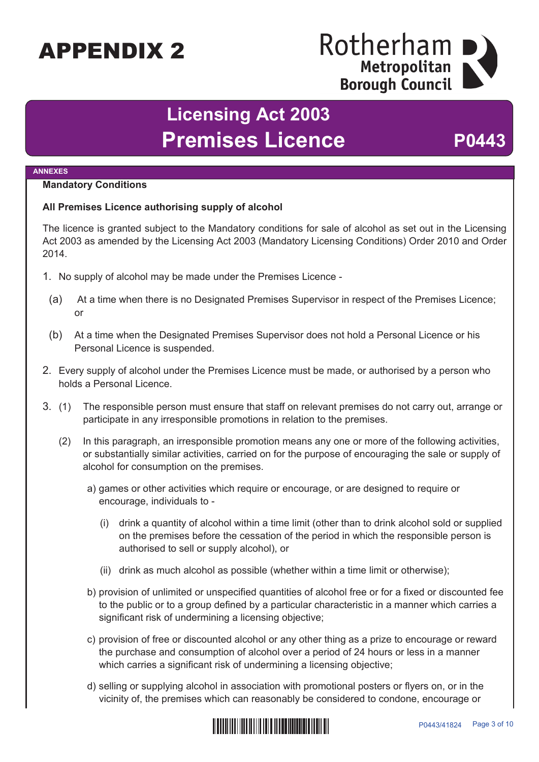# APPENDIX 2

Rotherham Metropolitan Borough Council

## Licensing Act 2003
## Premises Licence P0443

**ANNEXES**

**Mandatory Conditions**

**All Premises Licence authorising supply of alcohol**

The licence is granted subject to the Mandatory conditions for sale of alcohol as set out in the Licensing Act 2003 as amended by the Licensing Act 2003 (Mandatory Licensing Conditions) Order 2010 and Order 2014.

1. No supply of alcohol may be made under the Premises Licence -

   (a) At a time when there is no Designated Premises Supervisor in respect of the Premises Licence; or

   (b) At a time when the Designated Premises Supervisor does not hold a Personal Licence or his Personal Licence is suspended.

2. Every supply of alcohol under the Premises Licence must be made, or authorised by a person who holds a Personal Licence.

3. (1) The responsible person must ensure that staff on relevant premises do not carry out, arrange or participate in any irresponsible promotions in relation to the premises.

   (2) In this paragraph, an irresponsible promotion means any one or more of the following activities, or substantially similar activities, carried on for the purpose of encouraging the sale or supply of alcohol for consumption on the premises.

   a) games or other activities which require or encourage, or are designed to require or encourage, individuals to -

      (i) drink a quantity of alcohol within a time limit (other than to drink alcohol sold or supplied on the premises before the cessation of the period in which the responsible person is authorised to sell or supply alcohol), or

      (ii) drink as much alcohol as possible (whether within a time limit or otherwise);

   b) provision of unlimited or unspecified quantities of alcohol free or for a fixed or discounted fee to the public or to a group defined by a particular characteristic in a manner which carries a significant risk of undermining a licensing objective;

   c) provision of free or discounted alcohol or any other thing as a prize to encourage or reward the purchase and consumption of alcohol over a period of 24 hours or less in a manner which carries a significant risk of undermining a licensing objective;

   d) selling or supplying alcohol in association with promotional posters or flyers on, or in the vicinity of, the premises which can reasonably be considered to condone, encourage or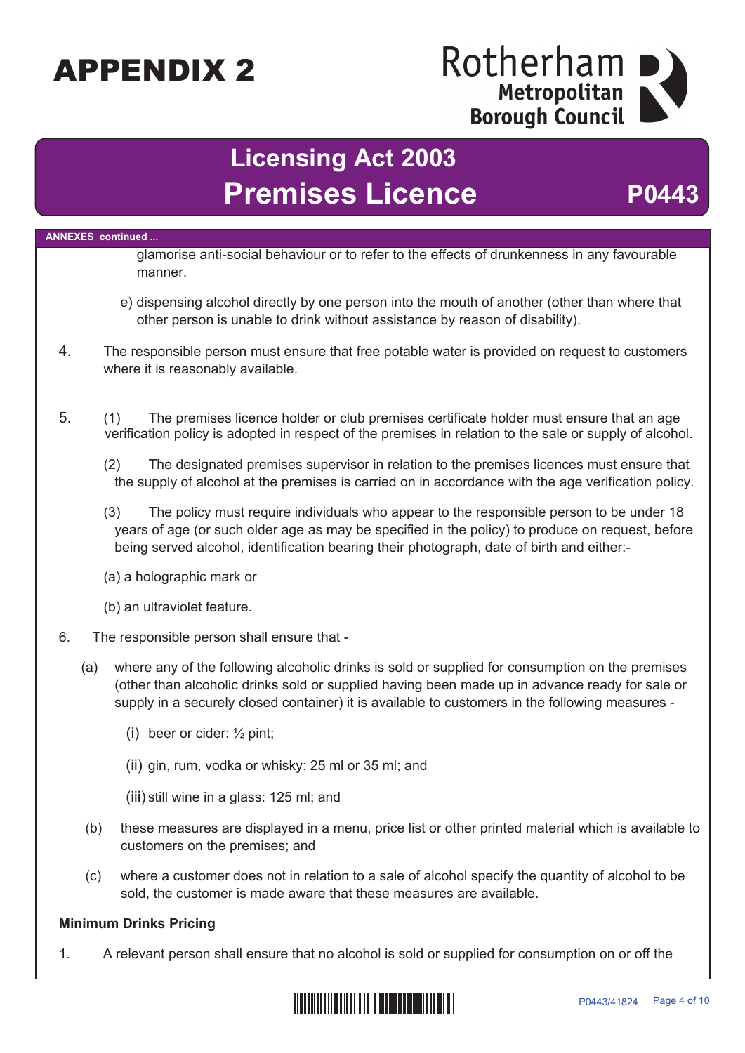**ANNEXES continued ...**

glamorise anti-social behaviour or to refer to the effects of drunkenness in any favourable manner.

e) dispensing alcohol directly by one person into the mouth of another (other than where that other person is unable to drink without assistance by reason of disability).

4. The responsible person must ensure that free potable water is provided on request to customers where it is reasonably available.

5. (1) The premises licence holder or club premises certificate holder must ensure that an age verification policy is adopted in respect of the premises in relation to the sale or supply of alcohol.

   (2) The designated premises supervisor in relation to the premises licences must ensure that the supply of alcohol at the premises is carried on in accordance with the age verification policy.

   (3) The policy must require individuals who appear to the responsible person to be under 18 years of age (or such older age as may be specified in the policy) to produce on request, before being served alcohol, identification bearing their photograph, date of birth and either:-

   (a) a holographic mark or

   (b) an ultraviolet feature.

6. The responsible person shall ensure that -

   (a) where any of the following alcoholic drinks is sold or supplied for consumption on the premises (other than alcoholic drinks sold or supplied having been made up in advance ready for sale or supply in a securely closed container) it is available to customers in the following measures -

      (i) beer or cider: ½ pint;

      (ii) gin, rum, vodka or whisky: 25 ml or 35 ml; and

      (iii) still wine in a glass: 125 ml; and

   (b) these measures are displayed in a menu, price list or other printed material which is available to customers on the premises; and

   (c) where a customer does not in relation to a sale of alcohol specify the quantity of alcohol to be sold, the customer is made aware that these measures are available.

**Minimum Drinks Pricing**

1. A relevant person shall ensure that no alcohol is sold or supplied for consumption on or off the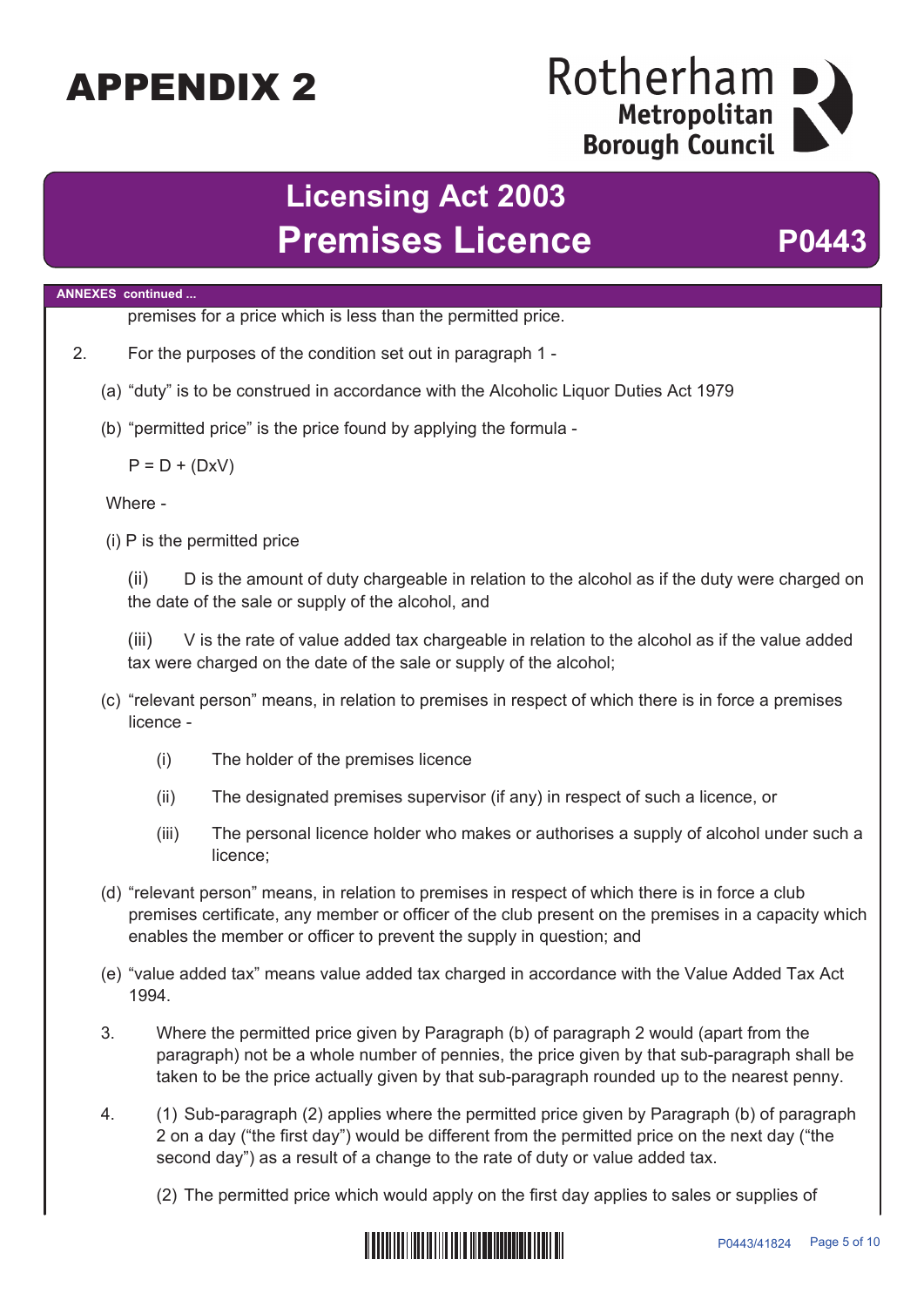**ANNEXES continued ...**

premises for a price which is less than the permitted price.

2. For the purposes of the condition set out in paragraph 1 -

(a) "duty" is to be construed in accordance with the Alcoholic Liquor Duties Act 1979

(b) "permitted price" is the price found by applying the formula -

$P = D + (D \times V)$

Where -

(i) P is the permitted price

(ii) D is the amount of duty chargeable in relation to the alcohol as if the duty were charged on the date of the sale or supply of the alcohol, and

(iii) V is the rate of value added tax chargeable in relation to the alcohol as if the value added tax were charged on the date of the sale or supply of the alcohol;

(c) "relevant person" means, in relation to premises in respect of which there is in force a premises licence -

(i) The holder of the premises licence

(ii) The designated premises supervisor (if any) in respect of such a licence, or

(iii) The personal licence holder who makes or authorises a supply of alcohol under such a licence;

(d) "relevant person" means, in relation to premises in respect of which there is in force a club premises certificate, any member or officer of the club present on the premises in a capacity which enables the member or officer to prevent the supply in question; and

(e) "value added tax" means value added tax charged in accordance with the Value Added Tax Act 1994.

3. Where the permitted price given by Paragraph (b) of paragraph 2 would (apart from the paragraph) not be a whole number of pennies, the price given by that sub-paragraph shall be taken to be the price actually given by that sub-paragraph rounded up to the nearest penny.

4. (1) Sub-paragraph (2) applies where the permitted price given by Paragraph (b) of paragraph 2 on a day ("the first day") would be different from the permitted price on the next day ("the second day") as a result of a change to the rate of duty or value added tax.

(2) The permitted price which would apply on the first day applies to sales or supplies of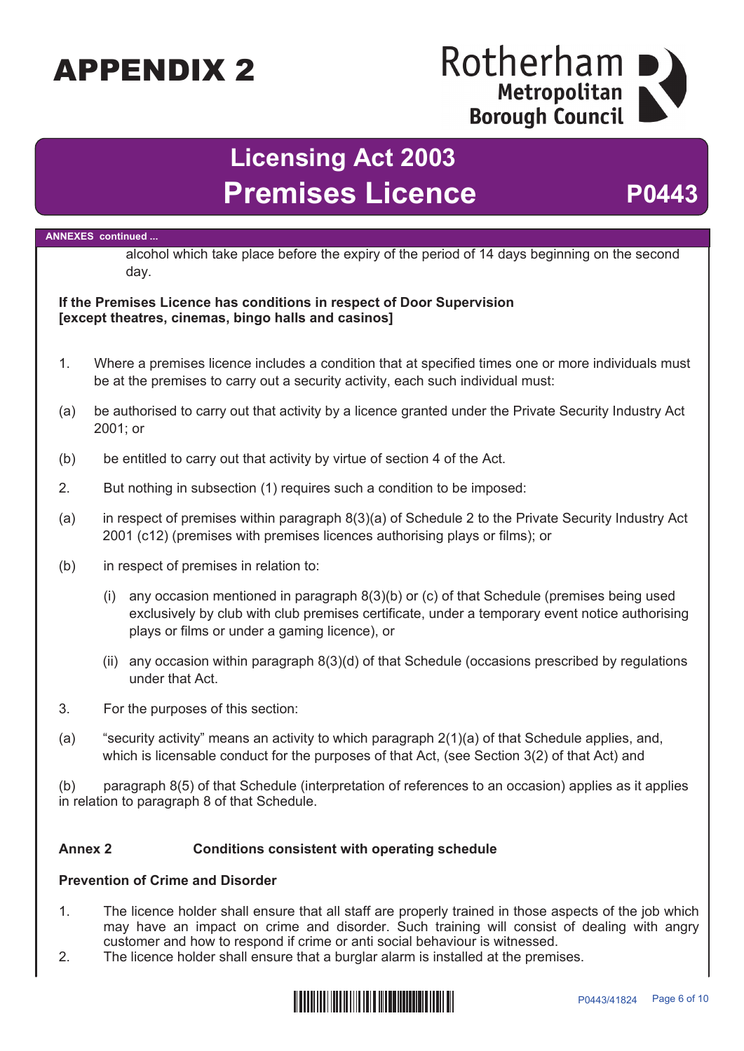**ANNEXES continued ...**

alcohol which take place before the expiry of the period of 14 days beginning on the second day.

**If the Premises Licence has conditions in respect of Door Supervision [except theatres, cinemas, bingo halls and casinos]**

1. Where a premises licence includes a condition that at specified times one or more individuals must be at the premises to carry out a security activity, each such individual must:

(a) be authorised to carry out that activity by a licence granted under the Private Security Industry Act 2001; or

(b) be entitled to carry out that activity by virtue of section 4 of the Act.

2. But nothing in subsection (1) requires such a condition to be imposed:

(a) in respect of premises within paragraph 8(3)(a) of Schedule 2 to the Private Security Industry Act 2001 (c12) (premises with premises licences authorising plays or films); or

(b) in respect of premises in relation to:

(i) any occasion mentioned in paragraph 8(3)(b) or (c) of that Schedule (premises being used exclusively by club with club premises certificate, under a temporary event notice authorising plays or films or under a gaming licence), or

(ii) any occasion within paragraph 8(3)(d) of that Schedule (occasions prescribed by regulations under that Act.

3. For the purposes of this section:

(a) "security activity" means an activity to which paragraph 2(1)(a) of that Schedule applies, and, which is licensable conduct for the purposes of that Act, (see Section 3(2) of that Act) and

(b) paragraph 8(5) of that Schedule (interpretation of references to an occasion) applies as it applies in relation to paragraph 8 of that Schedule.

**Annex 2 Conditions consistent with operating schedule**

**Prevention of Crime and Disorder**

1. The licence holder shall ensure that all staff are properly trained in those aspects of the job which may have an impact on crime and disorder. Such training will consist of dealing with angry customer and how to respond if crime or anti social behaviour is witnessed.
2. The licence holder shall ensure that a burglar alarm is installed at the premises.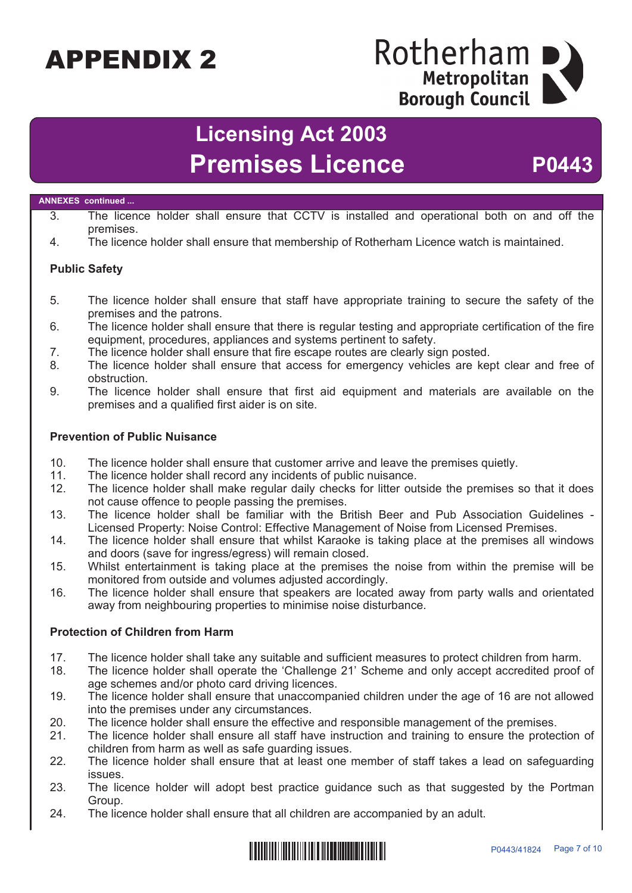# APPENDIX 2

Rotherham Metropolitan Borough Council

## Licensing Act 2003
## Premises Licence P0443

**ANNEXES continued ...**

3. The licence holder shall ensure that CCTV is installed and operational both on and off the premises.
4. The licence holder shall ensure that membership of Rotherham Licence watch is maintained.

**Public Safety**

5. The licence holder shall ensure that staff have appropriate training to secure the safety of the premises and the patrons.
6. The licence holder shall ensure that there is regular testing and appropriate certification of the fire equipment, procedures, appliances and systems pertinent to safety.
7. The licence holder shall ensure that fire escape routes are clearly sign posted.
8. The licence holder shall ensure that access for emergency vehicles are kept clear and free of obstruction.
9. The licence holder shall ensure that first aid equipment and materials are available on the premises and a qualified first aider is on site.

**Prevention of Public Nuisance**

10. The licence holder shall ensure that customer arrive and leave the premises quietly.
11. The licence holder shall record any incidents of public nuisance.
12. The licence holder shall make regular daily checks for litter outside the premises so that it does not cause offence to people passing the premises.
13. The licence holder shall be familiar with the British Beer and Pub Association Guidelines - Licensed Property: Noise Control: Effective Management of Noise from Licensed Premises.
14. The licence holder shall ensure that whilst Karaoke is taking place at the premises all windows and doors (save for ingress/egress) will remain closed.
15. Whilst entertainment is taking place at the premises the noise from within the premise will be monitored from outside and volumes adjusted accordingly.
16. The licence holder shall ensure that speakers are located away from party walls and orientated away from neighbouring properties to minimise noise disturbance.

**Protection of Children from Harm**

17. The licence holder shall take any suitable and sufficient measures to protect children from harm.
18. The licence holder shall operate the 'Challenge 21' Scheme and only accept accredited proof of age schemes and/or photo card driving licences.
19. The licence holder shall ensure that unaccompanied children under the age of 16 are not allowed into the premises under any circumstances.
20. The licence holder shall ensure the effective and responsible management of the premises.
21. The licence holder shall ensure all staff have instruction and training to ensure the protection of children from harm as well as safe guarding issues.
22. The licence holder shall ensure that at least one member of staff takes a lead on safeguarding issues.
23. The licence holder will adopt best practice guidance such as that suggested by the Portman Group.
24. The licence holder shall ensure that all children are accompanied by an adult.

P0443/41824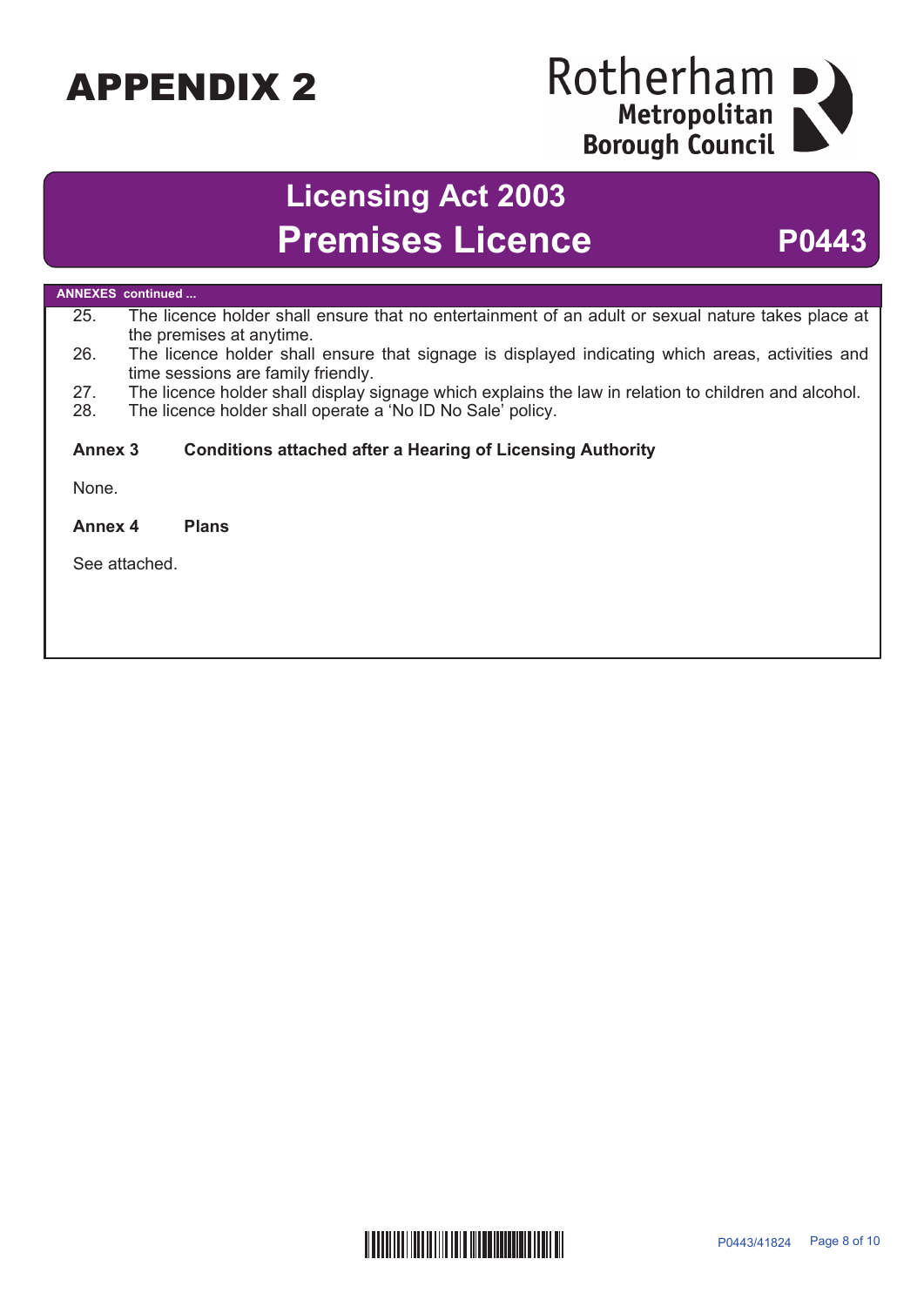# APPENDIX 2

Rotherham Metropolitan Borough Council

## Licensing Act 2003
## Premises Licence P0443

**ANNEXES continued ...**

25. The licence holder shall ensure that no entertainment of an adult or sexual nature takes place at the premises at anytime.
26. The licence holder shall ensure that signage is displayed indicating which areas, activities and time sessions are family friendly.
27. The licence holder shall display signage which explains the law in relation to children and alcohol.
28. The licence holder shall operate a 'No ID No Sale' policy.

**Annex 3 Conditions attached after a Hearing of Licensing Authority**

None.

**Annex 4 Plans**

See attached.

P0443/41824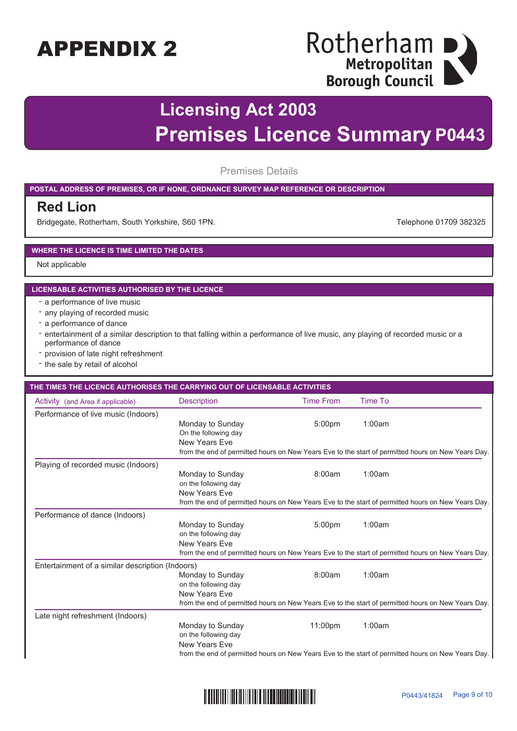# APPENDIX 2

Rotherham Metropolitan Borough Council

## Licensing Act 2003

## Premises Licence Summary P0443

Premises Details

**POSTAL ADDRESS OF PREMISES, OR IF NONE, ORDNANCE SURVEY MAP REFERENCE OR DESCRIPTION**

### Red Lion

Bridgegate, Rotherham, South Yorkshire, S60 1PN.

Telephone 01709 382325

**WHERE THE LICENCE IS TIME LIMITED THE DATES**

Not applicable

**LICENSABLE ACTIVITIES AUTHORISED BY THE LICENCE**

- a performance of live music
- any playing of recorded music
- a performance of dance
- entertainment of a similar description to that falling within a performance of live music, any playing of recorded music or a performance of dance
- provision of late night refreshment
- the sale by retail of alcohol

**THE TIMES THE LICENCE AUTHORISES THE CARRYING OUT OF LICENSABLE ACTIVITIES**

| Activity (and Area if applicable) | Description | Time From | Time To |
|---|---|---|---|
| Performance of live music (Indoors) | | | |
| | Monday to Sunday<br>On the following day | 5:00pm | 1:00am |
| | New Years Eve<br>from the end of permitted hours on New Years Eve to the start of permitted hours on New Years Day. | | |
| Playing of recorded music (Indoors) | | | |
| | Monday to Sunday<br>on the following day | 8:00am | 1:00am |
| | New Years Eve<br>from the end of permitted hours on New Years Eve to the start of permitted hours on New Years Day. | | |
| Performance of dance (Indoors) | | | |
| | Monday to Sunday<br>on the following day | 5:00pm | 1:00am |
| | New Years Eve<br>from the end of permitted hours on New Years Eve to the start of permitted hours on New Years Day. | | |
| Entertainment of a similar description (Indoors) | | | |
| | Monday to Sunday<br>on the following day | 8:00am | 1:00am |
| | New Years Eve<br>from the end of permitted hours on New Years Eve to the start of permitted hours on New Years Day. | | |
| Late night refreshment (Indoors) | | | |
| | Monday to Sunday<br>on the following day | 11:00pm | 1:00am |
| | New Years Eve<br>from the end of permitted hours on New Years Eve to the start of permitted hours on New Years Day. | | |

P0443/41824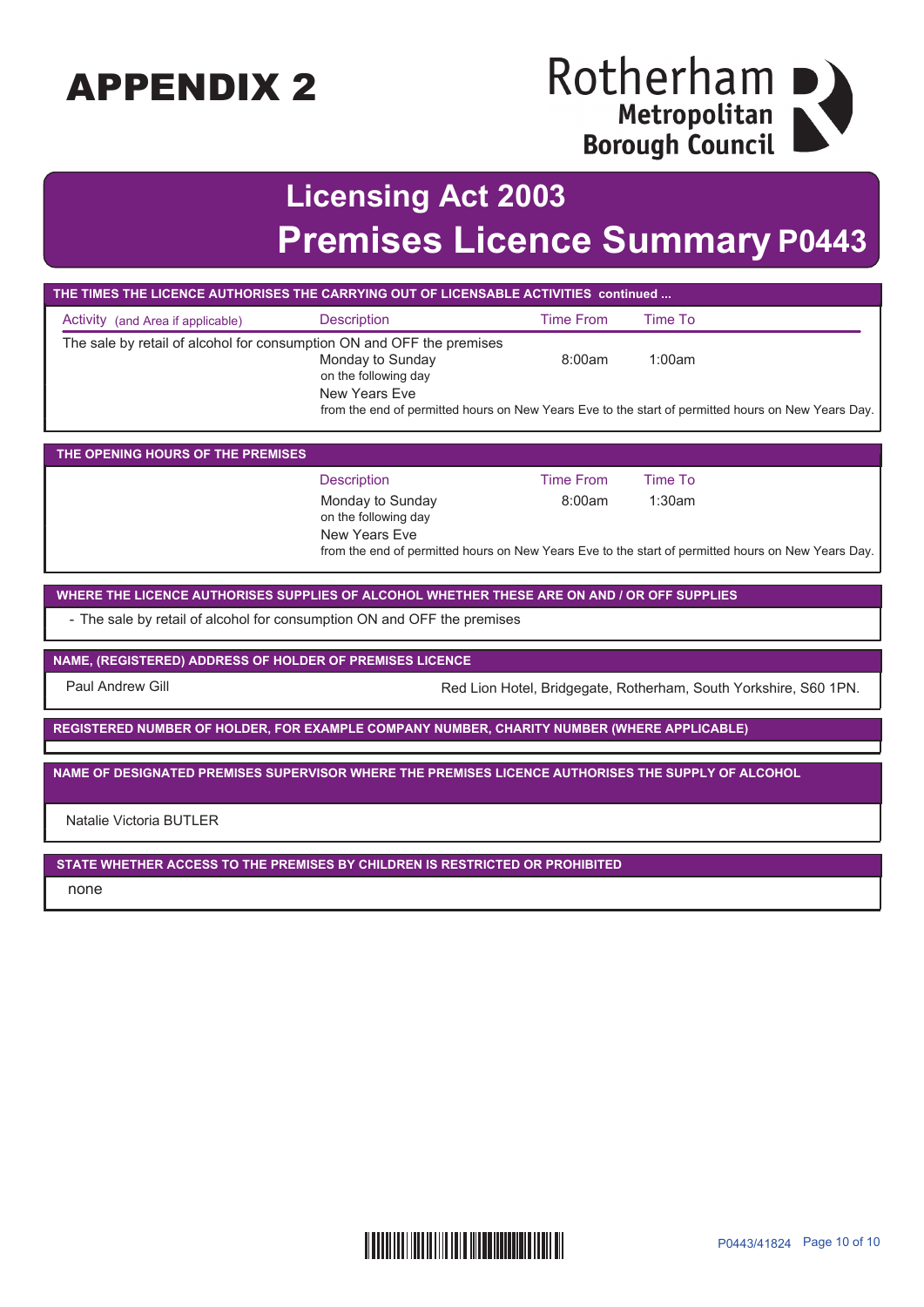# APPENDIX 2

Rotherham Metropolitan Borough Council

## Licensing Act 2003

## Premises Licence Summary P0443

**THE TIMES THE LICENCE AUTHORISES THE CARRYING OUT OF LICENSABLE ACTIVITIES continued ...**

| Activity (and Area if applicable) | Description | Time From | Time To |
|---|---|---|---|
| The sale by retail of alcohol for consumption ON and OFF the premises | | | |
| | Monday to Sunday<br>on the following day | 8:00am | 1:00am |
| | New Years Eve<br>from the end of permitted hours on New Years Eve to the start of permitted hours on New Years Day. | | |

**THE OPENING HOURS OF THE PREMISES**

| Description | Time From | Time To |
|---|---|---|
| Monday to Sunday<br>on the following day | 8:00am | 1:30am |
| New Years Eve<br>from the end of permitted hours on New Years Eve to the start of permitted hours on New Years Day. | | |

**WHERE THE LICENCE AUTHORISES SUPPLIES OF ALCOHOL WHETHER THESE ARE ON AND / OR OFF SUPPLIES**

- The sale by retail of alcohol for consumption ON and OFF the premises

**NAME, (REGISTERED) ADDRESS OF HOLDER OF PREMISES LICENCE**

Paul Andrew Gill — Red Lion Hotel, Bridgegate, Rotherham, South Yorkshire, S60 1PN.

**REGISTERED NUMBER OF HOLDER, FOR EXAMPLE COMPANY NUMBER, CHARITY NUMBER (WHERE APPLICABLE)**

**NAME OF DESIGNATED PREMISES SUPERVISOR WHERE THE PREMISES LICENCE AUTHORISES THE SUPPLY OF ALCOHOL**

Natalie Victoria BUTLER

**STATE WHETHER ACCESS TO THE PREMISES BY CHILDREN IS RESTRICTED OR PROHIBITED**

none

P0443/41824